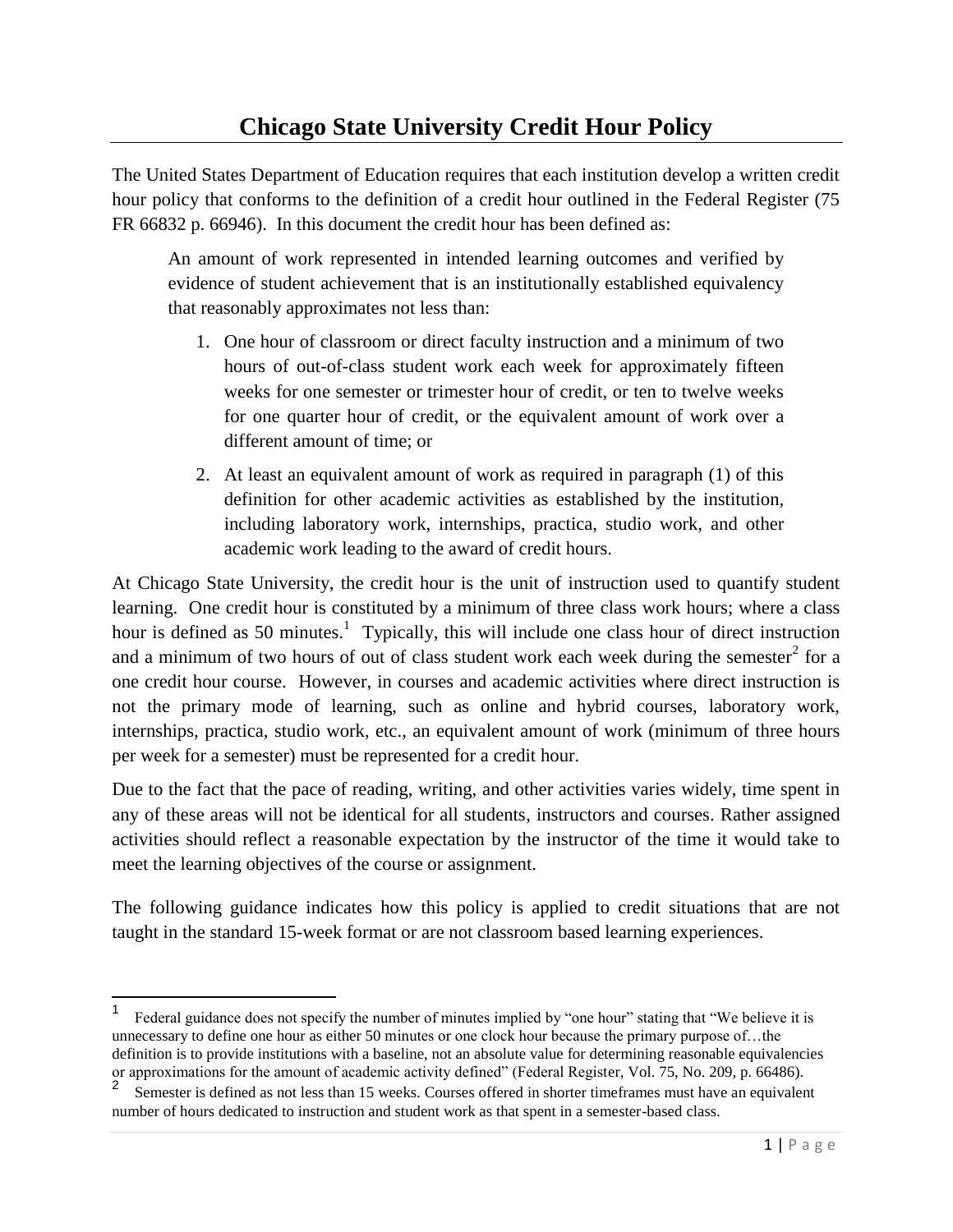# Chicago State University Credit Hour Policy

The United States Department of Education requires that each institution develop a written credit hour policy that conforms to the definition of a credit hour outlined in the Federal Register (75 FR 66832 p. 66946). In this document the credit hour has been defined as:

> An amount of work represented in intended learning outcomes and verified by evidence of student achievement that is an institutionally established equivalency that reasonably approximates not less than:
>
> 1. One hour of classroom or direct faculty instruction and a minimum of two hours of out-of-class student work each week for approximately fifteen weeks for one semester or trimester hour of credit, or ten to twelve weeks for one quarter hour of credit, or the equivalent amount of work over a different amount of time; or
> 2. At least an equivalent amount of work as required in paragraph (1) of this definition for other academic activities as established by the institution, including laboratory work, internships, practica, studio work, and other academic work leading to the award of credit hours.

At Chicago State University, the credit hour is the unit of instruction used to quantify student learning. One credit hour is constituted by a minimum of three class work hours; where a class hour is defined as 50 minutes.[1] Typically, this will include one class hour of direct instruction and a minimum of two hours of out of class student work each week during the semester[2] for a one credit hour course. However, in courses and academic activities where direct instruction is not the primary mode of learning, such as online and hybrid courses, laboratory work, internships, practica, studio work, etc., an equivalent amount of work (minimum of three hours per week for a semester) must be represented for a credit hour.

Due to the fact that the pace of reading, writing, and other activities varies widely, time spent in any of these areas will not be identical for all students, instructors and courses. Rather assigned activities should reflect a reasonable expectation by the instructor of the time it would take to meet the learning objectives of the course or assignment.

The following guidance indicates how this policy is applied to credit situations that are not taught in the standard 15-week format or are not classroom based learning experiences.

---

[1] Federal guidance does not specify the number of minutes implied by "one hour" stating that "We believe it is unnecessary to define one hour as either 50 minutes or one clock hour because the primary purpose of…the definition is to provide institutions with a baseline, not an absolute value for determining reasonable equivalencies or approximations for the amount of academic activity defined" (Federal Register, Vol. 75, No. 209, p. 66486).

[2] Semester is defined as not less than 15 weeks. Courses offered in shorter timeframes must have an equivalent number of hours dedicated to instruction and student work as that spent in a semester-based class.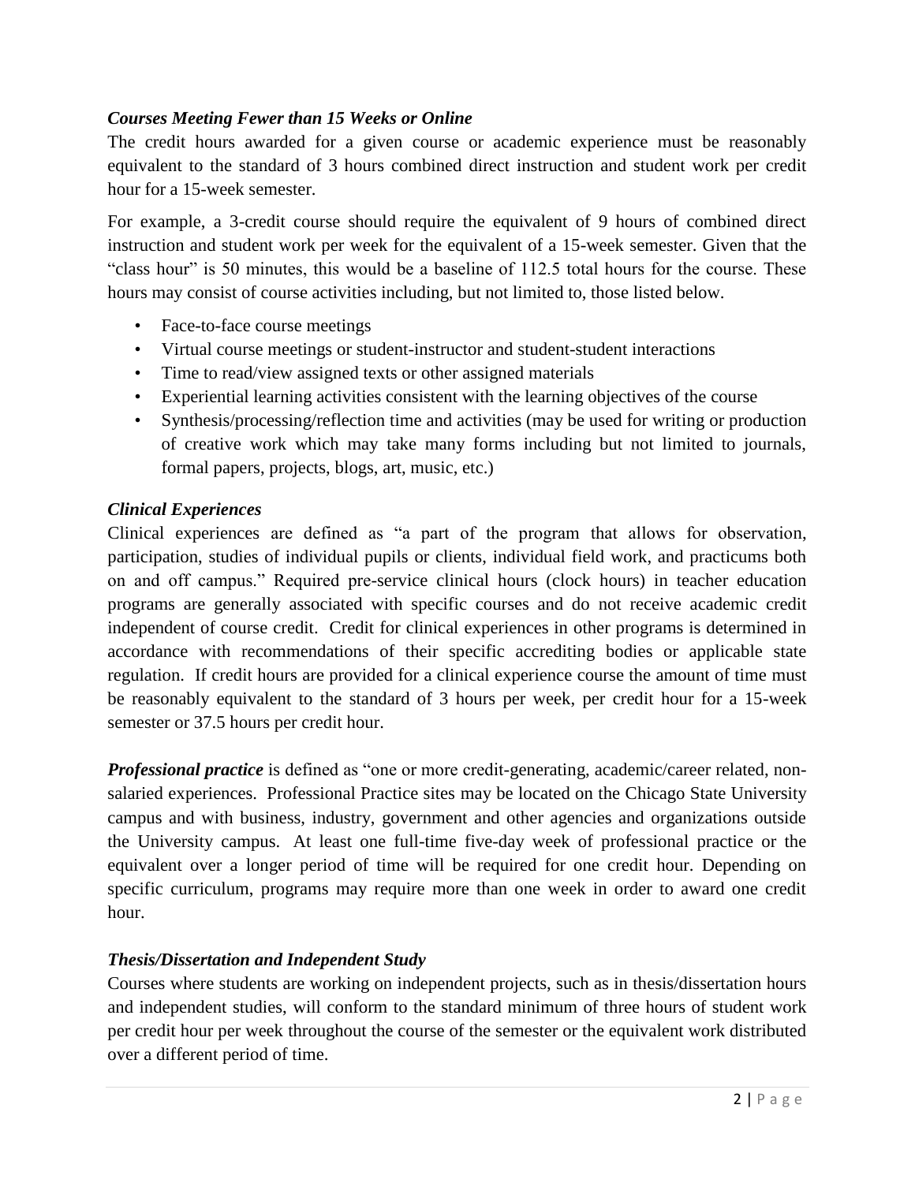### *Courses Meeting Fewer than 15 Weeks or Online*

The credit hours awarded for a given course or academic experience must be reasonably equivalent to the standard of 3 hours combined direct instruction and student work per credit hour for a 15-week semester.

For example, a 3-credit course should require the equivalent of 9 hours of combined direct instruction and student work per week for the equivalent of a 15-week semester. Given that the "class hour" is 50 minutes, this would be a baseline of 112.5 total hours for the course. These hours may consist of course activities including, but not limited to, those listed below.

- Face-to-face course meetings
- Virtual course meetings or student-instructor and student-student interactions
- Time to read/view assigned texts or other assigned materials
- Experiential learning activities consistent with the learning objectives of the course
- Synthesis/processing/reflection time and activities (may be used for writing or production of creative work which may take many forms including but not limited to journals, formal papers, projects, blogs, art, music, etc.)

### *Clinical Experiences*

Clinical experiences are defined as "a part of the program that allows for observation, participation, studies of individual pupils or clients, individual field work, and practicums both on and off campus." Required pre-service clinical hours (clock hours) in teacher education programs are generally associated with specific courses and do not receive academic credit independent of course credit. Credit for clinical experiences in other programs is determined in accordance with recommendations of their specific accrediting bodies or applicable state regulation. If credit hours are provided for a clinical experience course the amount of time must be reasonably equivalent to the standard of 3 hours per week, per credit hour for a 15-week semester or 37.5 hours per credit hour.

***Professional practice*** is defined as "one or more credit-generating, academic/career related, non-salaried experiences. Professional Practice sites may be located on the Chicago State University campus and with business, industry, government and other agencies and organizations outside the University campus. At least one full-time five-day week of professional practice or the equivalent over a longer period of time will be required for one credit hour. Depending on specific curriculum, programs may require more than one week in order to award one credit hour.

### *Thesis/Dissertation and Independent Study*

Courses where students are working on independent projects, such as in thesis/dissertation hours and independent studies, will conform to the standard minimum of three hours of student work per credit hour per week throughout the course of the semester or the equivalent work distributed over a different period of time.